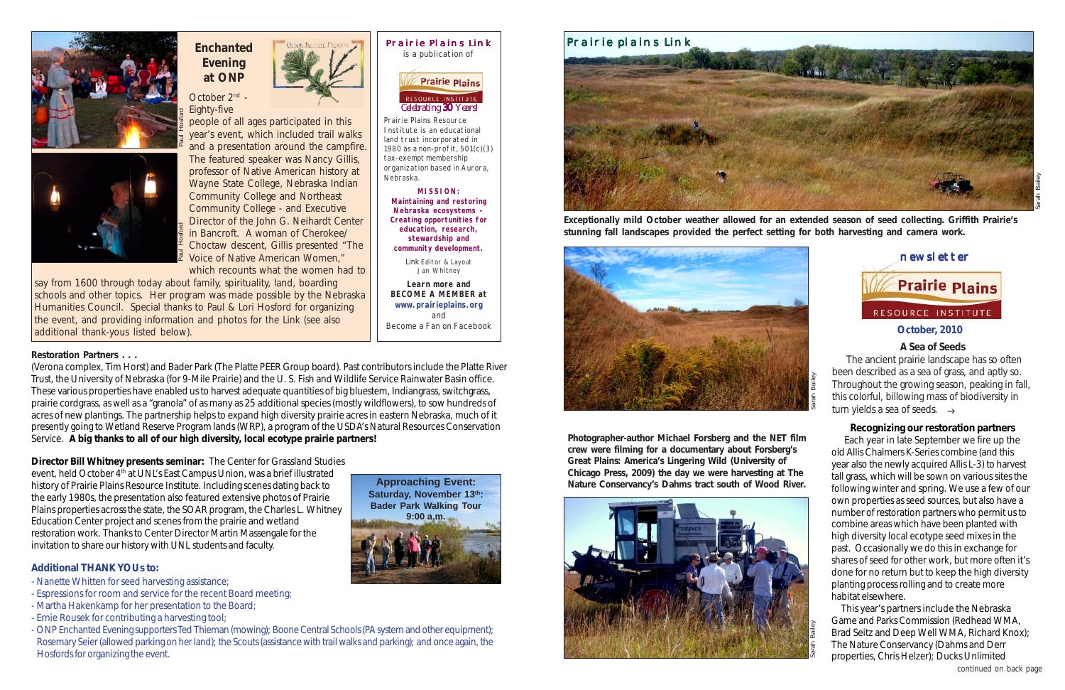## Enchanted Evening at ONP

October 2nd - Eighty-five people of all ages participated in this year's event, which included trail walks and a presentation around the campfire. The featured speaker was Nancy Gillis, professor of Native American history at Wayne State College, Nebraska Indian Community College and Northeast Community College - and Executive Director of the John G. Neihardt Center in Bancroft. A woman of Cherokee/ Choctaw descent, Gillis presented "The Voice of Native American Women," which recounts what the women had to say from 1600 through today about family, spirituality, land, boarding schools and other topics. Her program was made possible by the Nebraska Humanities Council. Special thanks to Paul & Lori Hosford for organizing the event, and providing information and photos for the Link (see also additional thank-yous listed below).

Paul Hosford

**Prairie Plains Link** is a publication of

Prairie Plains Resource Institute — *Celebrating 30 Years!*

Prairie Plains Resource Institute is an educational land trust incorporated in 1980 as a non-profit, 501(c)(3) tax-exempt membership organization based in Aurora, Nebraska.

**MISSION:**
**Maintaining and restoring Nebraska ecosystems - Creating opportunities for education, research, stewardship and community development.**

Link Editor & Layout
Jan Whitney

**Learn more and BECOME A MEMBER at www.prairieplains.org** and Become a Fan on Facebook

**Restoration Partners . . .**

(Verona complex, Tim Horst) and Bader Park (The Platte PEER Group board). Past contributors include the Platte River Trust, the University of Nebraska (for 9-Mile Prairie) and the U. S. Fish and Wildlife Service Rainwater Basin office. These various properties have enabled us to harvest adequate quantities of big bluestem, Indiangrass, switchgrass, prairie cordgrass, as well as a "granola" of as many as 25 additional species (mostly wildflowers), to sow hundreds of acres of new plantings. The partnership helps to expand high diversity prairie acres in eastern Nebraska, much of it presently going to Wetland Reserve Program lands (WRP), a program of the USDA's Natural Resources Conservation Service. **A big thanks to all of our high diversity, local ecotype prairie partners!**

**Director Bill Whitney presents seminar:** The Center for Grassland Studies event, held October 4th at UNL's East Campus Union, was a brief illustrated history of Prairie Plains Resource Institute. Including scenes dating back to the early 1980s, the presentation also featured extensive photos of Prairie Plains properties across the state, the SOAR program, the Charles L. Whitney Education Center project and scenes from the prairie and wetland restoration work. Thanks to Center Director Martin Massengale for the invitation to share our history with UNL students and faculty.

**Approaching Event: Saturday, November 13th: Bader Park Walking Tour 9:00 a.m.**

### Additional THANK YOUs to:

- Nanette Whitten for seed harvesting assistance;
- Espressions for room and service for the recent Board meeting;
- Martha Hakenkamp for her presentation to the Board;
- Ernie Rousek for contributing a harvesting tool;
- ONP Enchanted Evening supporters Ted Thieman (mowing); Boone Central Schools (PA system and other equipment); Rosemary Seier (allowed parking on her land); the Scouts (assistance with trail walks and parking); and once again, the Hosfords for organizing the event.

# Prairie plains Link

Sarah Bailey

**Exceptionally mild October weather allowed for an extended season of seed collecting. Griffith Prairie's stunning fall landscapes provided the perfect setting for both harvesting and camera work.**

Sarah Bailey

**Photographer-author Michael Forsberg and the NET film crew were filming for a documentary about Forsberg's Great Plains: America's Lingering Wild (University of Chicago Press, 2009) the day we were harvesting at The Nature Conservancy's Dahms tract south of Wood River.**

Sarah Bailey

newsletter

Prairie Plains Resource Institute

**October, 2010**

### A Sea of Seeds

The ancient prairie landscape has so often been described as a sea of grass, and aptly so. Throughout the growing season, peaking in fall, this colorful, billowing mass of biodiversity in turn yields a sea of seeds. →

### Recognizing our restoration partners

Each year in late September we fire up the old Allis Chalmers K-Series combine (and this year also the newly acquired Allis L-3) to harvest tall grass, which will be sown on various sites the following winter and spring. We use a few of our own properties as seed sources, but also have a number of restoration partners who permit us to combine areas which have been planted with high diversity local ecotype seed mixes in the past. Occasionally we do this in exchange for shares of seed for other work, but more often it's done for no return but to keep the high diversity planting process rolling and to create more habitat elsewhere.

This year's partners include the Nebraska Game and Parks Commission (Redhead WMA, Brad Seitz and Deep Well WMA, Richard Knox); The Nature Conservancy (Dahms and Derr properties, Chris Helzer); Ducks Unlimited

continued on back page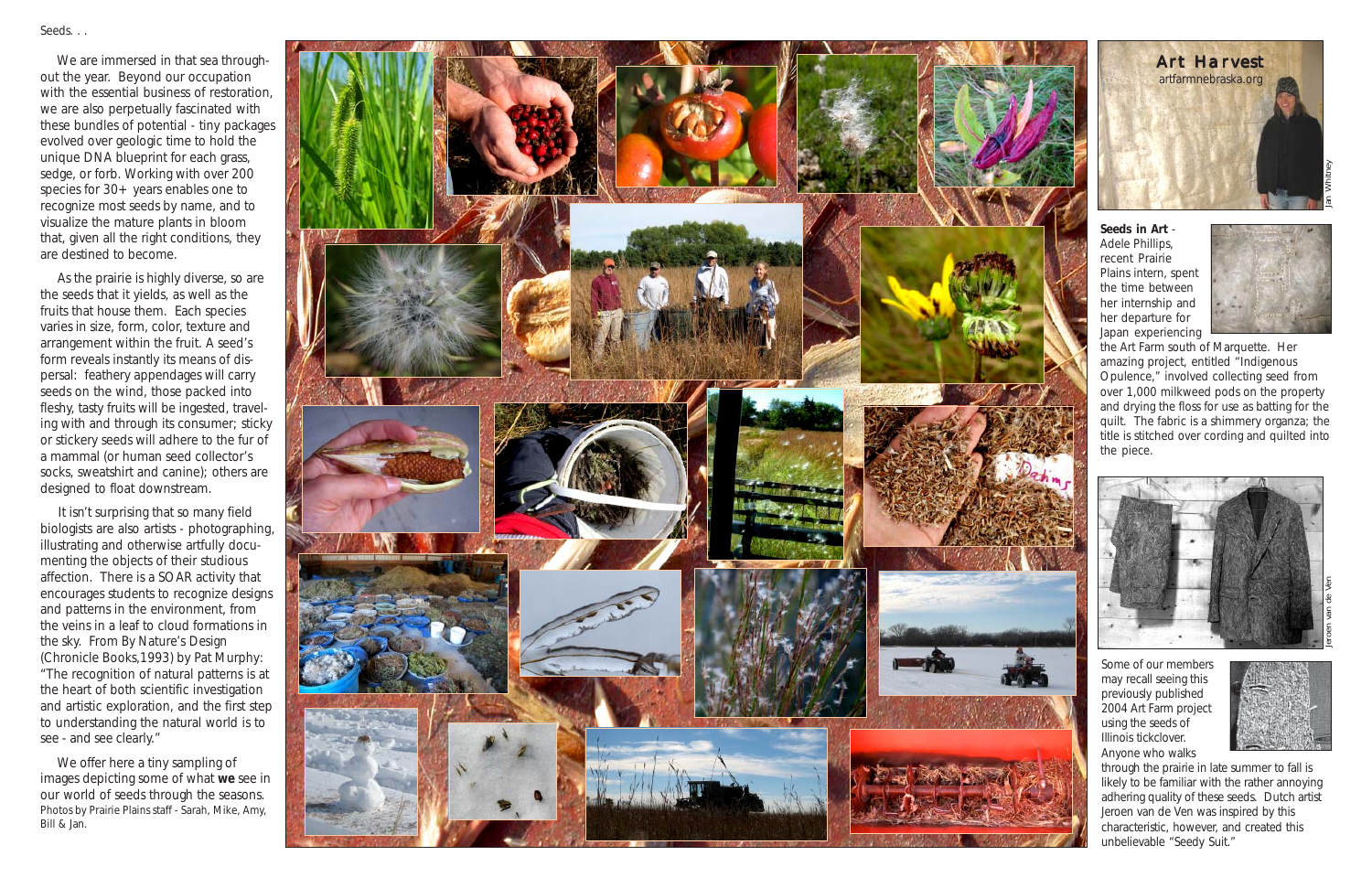Seeds. . .

We are immersed in that sea throughout the year. Beyond our occupation with the essential business of restoration, we are also perpetually fascinated with these bundles of potential - tiny packages evolved over geologic time to hold the unique DNA blueprint for each grass, sedge, or forb. Working with over 200 species for 30+ years enables one to recognize most seeds by name, and to visualize the mature plants in bloom that, given all the right conditions, they are destined to become.

As the prairie is highly diverse, so are the seeds that it yields, as well as the fruits that house them. Each species varies in size, form, color, texture and arrangement within the fruit. A seed's form reveals instantly its means of dispersal: feathery appendages will carry seeds on the wind, those packed into fleshy, tasty fruits will be ingested, traveling with and through its consumer; sticky or stickery seeds will adhere to the fur of a mammal (or human seed collector's socks, sweatshirt and canine); others are designed to float downstream.

It isn't surprising that so many field biologists are also artists - photographing, illustrating and otherwise artfully documenting the objects of their studious affection. There is a SOAR activity that encourages students to recognize designs and patterns in the environment, from the veins in a leaf to cloud formations in the sky. From By Nature's Design (Chronicle Books,1993) by Pat Murphy: "The recognition of natural patterns is at the heart of both scientific investigation and artistic exploration, and the first step to understanding the natural world is to see - and see clearly."

We offer here a tiny sampling of images depicting some of what **we** see in our world of seeds through the seasons. Photos by Prairie Plains staff - Sarah, Mike, Amy, Bill & Jan.

## Art Harvest

artfarmnebraska.org

Jan Whitney

**Seeds in Art** - Adele Phillips, recent Prairie Plains intern, spent the time between her internship and her departure for Japan experiencing the Art Farm south of Marquette. Her amazing project, entitled "Indigenous Opulence," involved collecting seed from over 1,000 milkweed pods on the property and drying the floss for use as batting for the quilt. The fabric is a shimmery organza; the title is stitched over cording and quilted into the piece.

Jeroen van de Ven

Some of our members may recall seeing this previously published 2004 Art Farm project using the seeds of Illinois tickclover. Anyone who walks through the prairie in late summer to fall is likely to be familiar with the rather annoying adhering quality of these seeds. Dutch artist Jeroen van de Ven was inspired by this characteristic, however, and created this unbelievable "Seedy Suit."